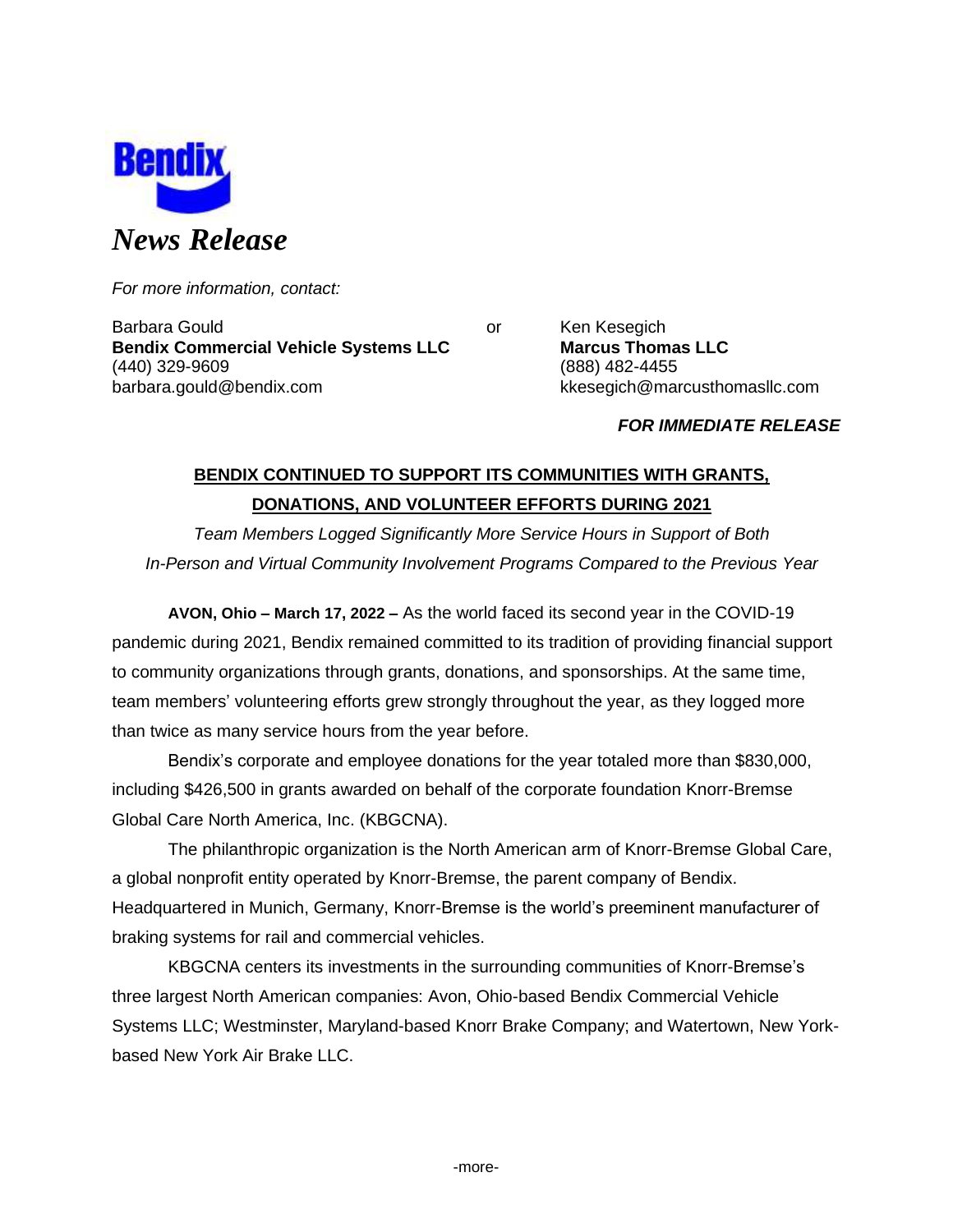Bendix

*News Release*

*For more information, contact:*

Barbara Gould
**Bendix Commercial Vehicle Systems LLC**
(440) 329-9609
barbara.gould@bendix.com

or

Ken Kesegich
**Marcus Thomas LLC**
(888) 482-4455
kkesegich@marcusthomasllc.com

***FOR IMMEDIATE RELEASE***

# BENDIX CONTINUED TO SUPPORT ITS COMMUNITIES WITH GRANTS, DONATIONS, AND VOLUNTEER EFFORTS DURING 2021

*Team Members Logged Significantly More Service Hours in Support of Both In-Person and Virtual Community Involvement Programs Compared to the Previous Year*

**AVON, Ohio – March 17, 2022 –** As the world faced its second year in the COVID-19 pandemic during 2021, Bendix remained committed to its tradition of providing financial support to community organizations through grants, donations, and sponsorships. At the same time, team members' volunteering efforts grew strongly throughout the year, as they logged more than twice as many service hours from the year before.

Bendix's corporate and employee donations for the year totaled more than $830,000, including $426,500 in grants awarded on behalf of the corporate foundation Knorr-Bremse Global Care North America, Inc. (KBGCNA).

The philanthropic organization is the North American arm of Knorr-Bremse Global Care, a global nonprofit entity operated by Knorr-Bremse, the parent company of Bendix. Headquartered in Munich, Germany, Knorr-Bremse is the world's preeminent manufacturer of braking systems for rail and commercial vehicles.

KBGCNA centers its investments in the surrounding communities of Knorr-Bremse's three largest North American companies: Avon, Ohio-based Bendix Commercial Vehicle Systems LLC; Westminster, Maryland-based Knorr Brake Company; and Watertown, New York-based New York Air Brake LLC.

-more-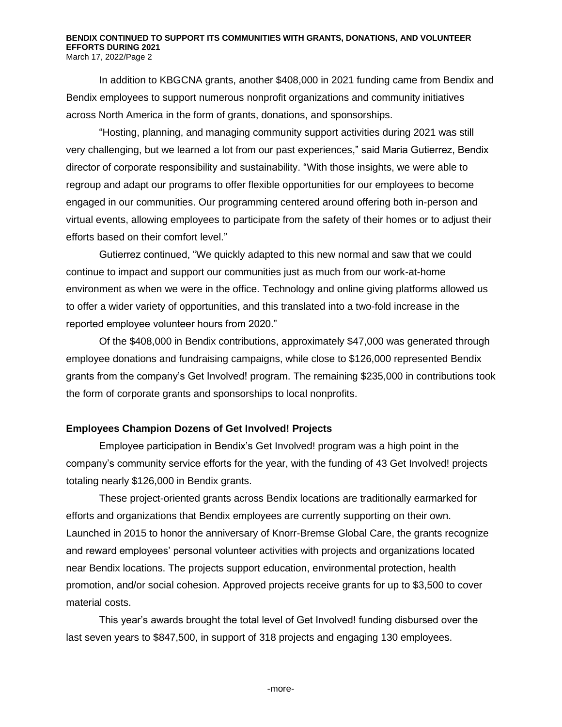In addition to KBGCNA grants, another $408,000 in 2021 funding came from Bendix and Bendix employees to support numerous nonprofit organizations and community initiatives across North America in the form of grants, donations, and sponsorships.

"Hosting, planning, and managing community support activities during 2021 was still very challenging, but we learned a lot from our past experiences," said Maria Gutierrez, Bendix director of corporate responsibility and sustainability. "With those insights, we were able to regroup and adapt our programs to offer flexible opportunities for our employees to become engaged in our communities. Our programming centered around offering both in-person and virtual events, allowing employees to participate from the safety of their homes or to adjust their efforts based on their comfort level."

Gutierrez continued, "We quickly adapted to this new normal and saw that we could continue to impact and support our communities just as much from our work-at-home environment as when we were in the office. Technology and online giving platforms allowed us to offer a wider variety of opportunities, and this translated into a two-fold increase in the reported employee volunteer hours from 2020."

Of the $408,000 in Bendix contributions, approximately $47,000 was generated through employee donations and fundraising campaigns, while close to $126,000 represented Bendix grants from the company's Get Involved! program. The remaining $235,000 in contributions took the form of corporate grants and sponsorships to local nonprofits.

**Employees Champion Dozens of Get Involved! Projects**

Employee participation in Bendix's Get Involved! program was a high point in the company's community service efforts for the year, with the funding of 43 Get Involved! projects totaling nearly $126,000 in Bendix grants.

These project-oriented grants across Bendix locations are traditionally earmarked for efforts and organizations that Bendix employees are currently supporting on their own. Launched in 2015 to honor the anniversary of Knorr-Bremse Global Care, the grants recognize and reward employees' personal volunteer activities with projects and organizations located near Bendix locations. The projects support education, environmental protection, health promotion, and/or social cohesion. Approved projects receive grants for up to $3,500 to cover material costs.

This year's awards brought the total level of Get Involved! funding disbursed over the last seven years to $847,500, in support of 318 projects and engaging 130 employees.

-more-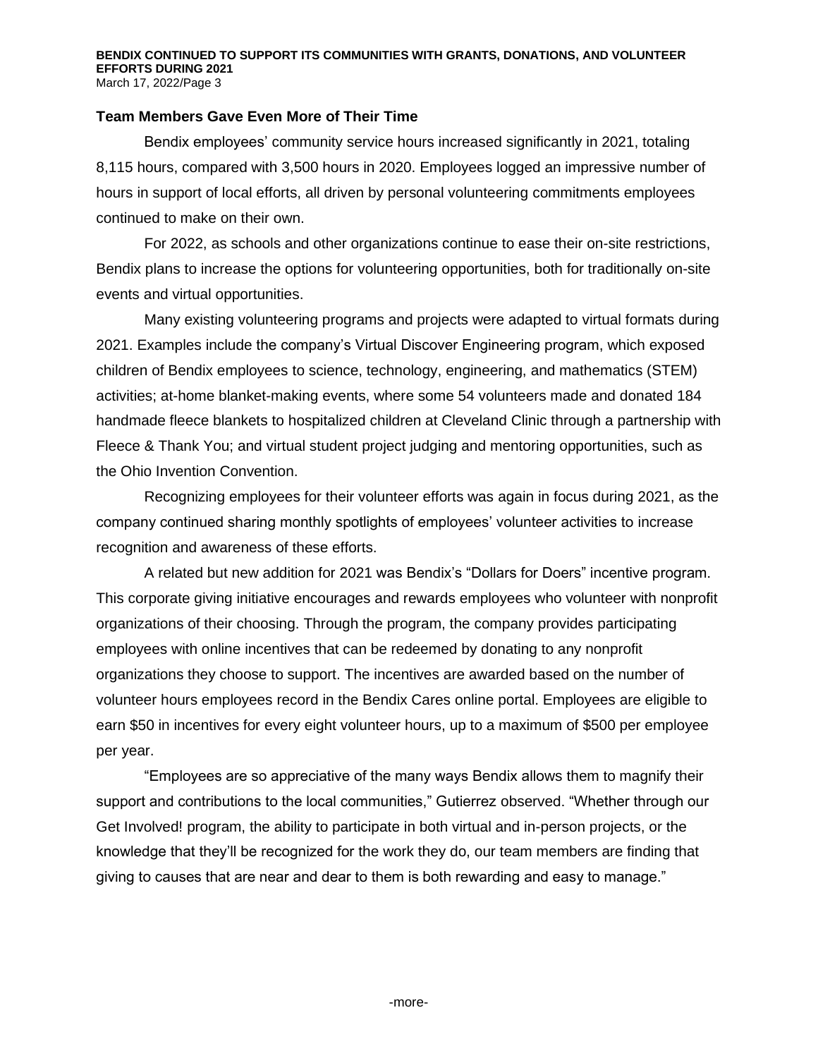## Team Members Gave Even More of Their Time

Bendix employees' community service hours increased significantly in 2021, totaling 8,115 hours, compared with 3,500 hours in 2020. Employees logged an impressive number of hours in support of local efforts, all driven by personal volunteering commitments employees continued to make on their own.

For 2022, as schools and other organizations continue to ease their on-site restrictions, Bendix plans to increase the options for volunteering opportunities, both for traditionally on-site events and virtual opportunities.

Many existing volunteering programs and projects were adapted to virtual formats during 2021. Examples include the company's Virtual Discover Engineering program, which exposed children of Bendix employees to science, technology, engineering, and mathematics (STEM) activities; at-home blanket-making events, where some 54 volunteers made and donated 184 handmade fleece blankets to hospitalized children at Cleveland Clinic through a partnership with Fleece & Thank You; and virtual student project judging and mentoring opportunities, such as the Ohio Invention Convention.

Recognizing employees for their volunteer efforts was again in focus during 2021, as the company continued sharing monthly spotlights of employees' volunteer activities to increase recognition and awareness of these efforts.

A related but new addition for 2021 was Bendix's "Dollars for Doers" incentive program. This corporate giving initiative encourages and rewards employees who volunteer with nonprofit organizations of their choosing. Through the program, the company provides participating employees with online incentives that can be redeemed by donating to any nonprofit organizations they choose to support. The incentives are awarded based on the number of volunteer hours employees record in the Bendix Cares online portal. Employees are eligible to earn $50 in incentives for every eight volunteer hours, up to a maximum of $500 per employee per year.

"Employees are so appreciative of the many ways Bendix allows them to magnify their support and contributions to the local communities," Gutierrez observed. "Whether through our Get Involved! program, the ability to participate in both virtual and in-person projects, or the knowledge that they'll be recognized for the work they do, our team members are finding that giving to causes that are near and dear to them is both rewarding and easy to manage."

-more-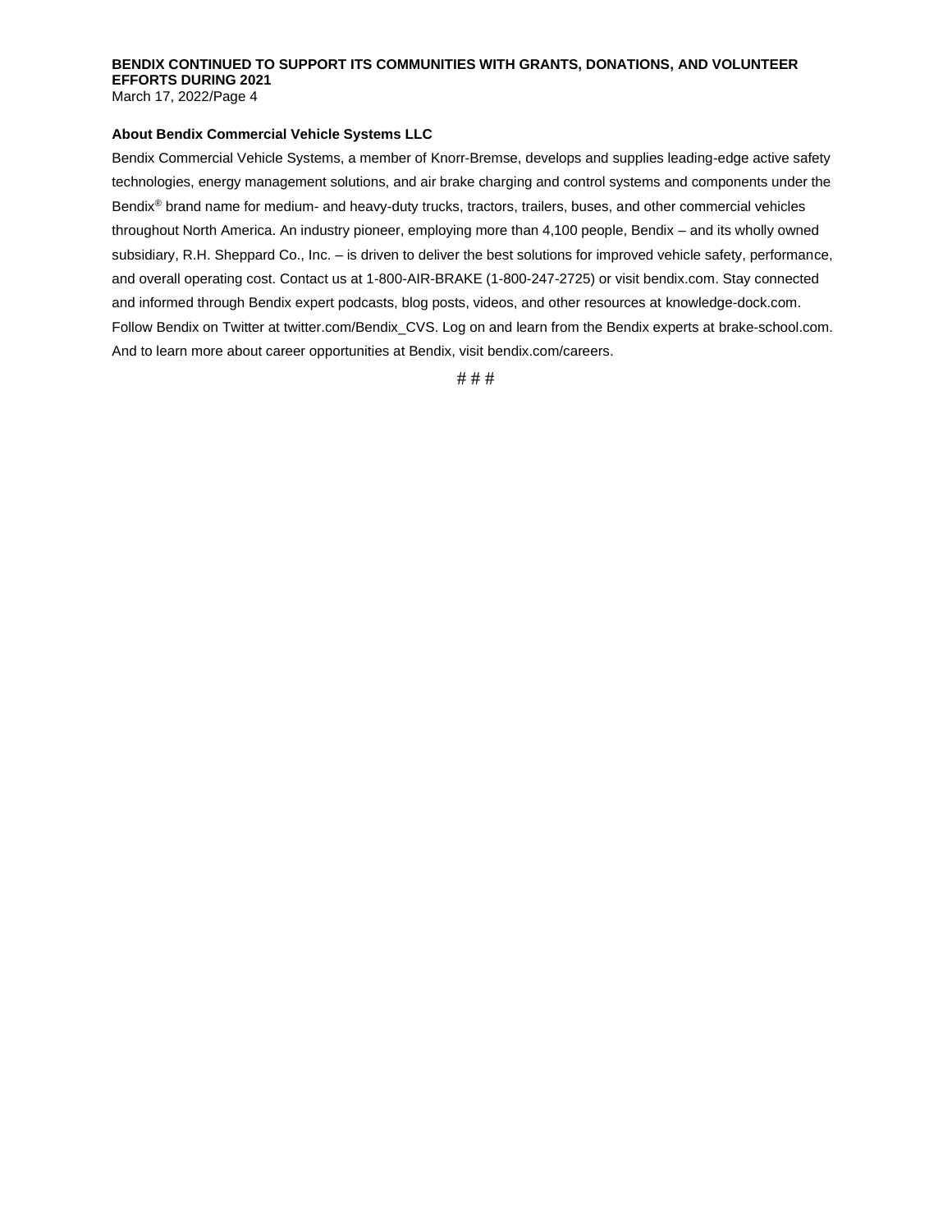### About Bendix Commercial Vehicle Systems LLC

Bendix Commercial Vehicle Systems, a member of Knorr-Bremse, develops and supplies leading-edge active safety technologies, energy management solutions, and air brake charging and control systems and components under the Bendix® brand name for medium- and heavy-duty trucks, tractors, trailers, buses, and other commercial vehicles throughout North America. An industry pioneer, employing more than 4,100 people, Bendix – and its wholly owned subsidiary, R.H. Sheppard Co., Inc. – is driven to deliver the best solutions for improved vehicle safety, performance, and overall operating cost. Contact us at 1-800-AIR-BRAKE (1-800-247-2725) or visit bendix.com. Stay connected and informed through Bendix expert podcasts, blog posts, videos, and other resources at knowledge-dock.com. Follow Bendix on Twitter at twitter.com/Bendix_CVS. Log on and learn from the Bendix experts at brake-school.com. And to learn more about career opportunities at Bendix, visit bendix.com/careers.

# # #